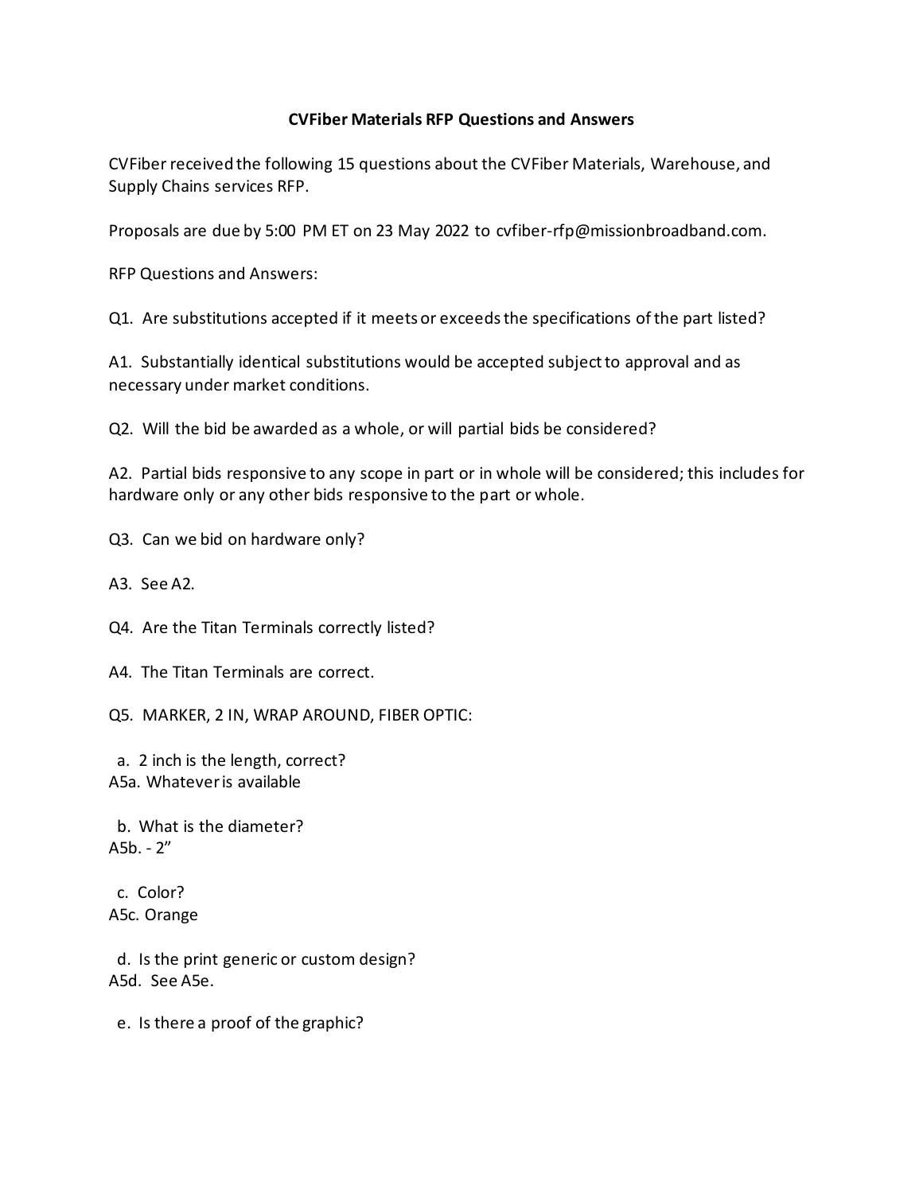# CVFiber Materials RFP Questions and Answers

CVFiber received the following 15 questions about the CVFiber Materials, Warehouse, and Supply Chains services RFP.

Proposals are due by 5:00 PM ET on 23 May 2022 to cvfiber-rfp@missionbroadband.com.

RFP Questions and Answers:

Q1. Are substitutions accepted if it meets or exceeds the specifications of the part listed?

A1. Substantially identical substitutions would be accepted subject to approval and as necessary under market conditions.

Q2. Will the bid be awarded as a whole, or will partial bids be considered?

A2. Partial bids responsive to any scope in part or in whole will be considered; this includes for hardware only or any other bids responsive to the part or whole.

Q3. Can we bid on hardware only?

A3. See A2.

Q4. Are the Titan Terminals correctly listed?

A4. The Titan Terminals are correct.

Q5. MARKER, 2 IN, WRAP AROUND, FIBER OPTIC:

  a. 2 inch is the length, correct?
A5a. Whatever is available

  b. What is the diameter?
A5b. - 2”

  c. Color?
A5c. Orange

  d. Is the print generic or custom design?
A5d. See A5e.

  e. Is there a proof of the graphic?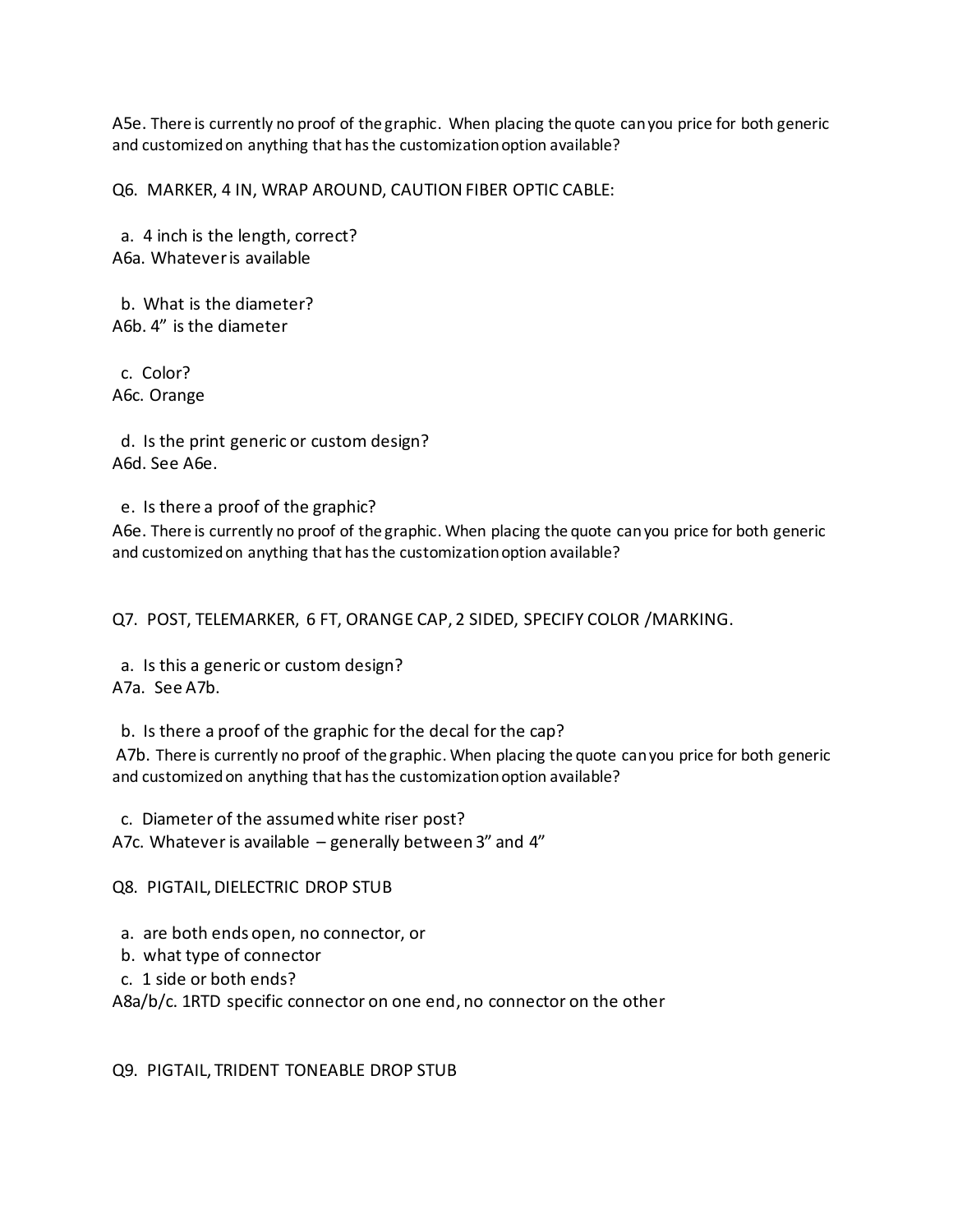A5e. There is currently no proof of the graphic. When placing the quote can you price for both generic and customized on anything that has the customization option available?

Q6. MARKER, 4 IN, WRAP AROUND, CAUTION FIBER OPTIC CABLE:

a. 4 inch is the length, correct?
A6a. Whatever is available

b. What is the diameter?
A6b. 4" is the diameter

c. Color?
A6c. Orange

d. Is the print generic or custom design?
A6d. See A6e.

e. Is there a proof of the graphic?
A6e. There is currently no proof of the graphic. When placing the quote can you price for both generic and customized on anything that has the customization option available?

Q7. POST, TELEMARKER, 6 FT, ORANGE CAP, 2 SIDED, SPECIFY COLOR /MARKING.

a. Is this a generic or custom design?
A7a. See A7b.

b. Is there a proof of the graphic for the decal for the cap?
A7b. There is currently no proof of the graphic. When placing the quote can you price for both generic and customized on anything that has the customization option available?

c. Diameter of the assumed white riser post?
A7c. Whatever is available – generally between 3" and 4"

Q8. PIGTAIL, DIELECTRIC DROP STUB

a. are both ends open, no connector, or
b. what type of connector
c. 1 side or both ends?

A8a/b/c. 1RTD specific connector on one end, no connector on the other

Q9. PIGTAIL, TRIDENT TONEABLE DROP STUB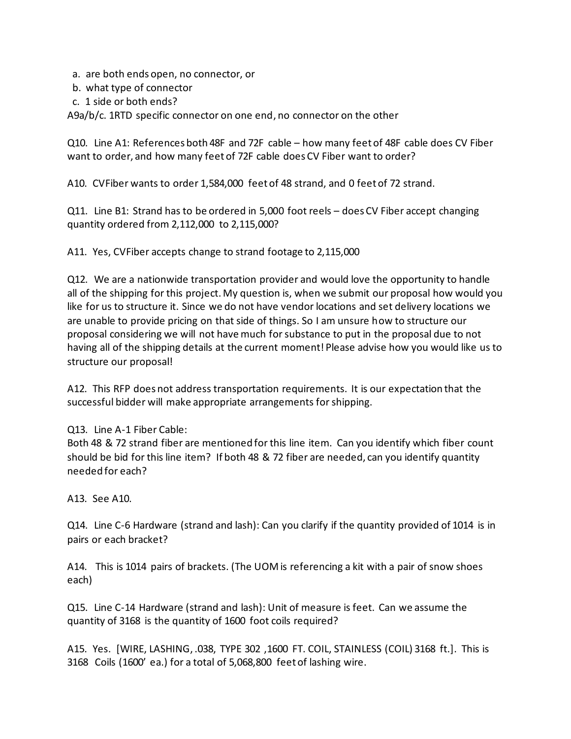a. are both ends open, no connector, or
b. what type of connector
c. 1 side or both ends?

A9a/b/c. 1RTD specific connector on one end, no connector on the other

Q10. Line A1: References both 48F and 72F cable – how many feet of 48F cable does CV Fiber want to order, and how many feet of 72F cable does CV Fiber want to order?

A10. CVFiber wants to order 1,584,000 feet of 48 strand, and 0 feet of 72 strand.

Q11. Line B1: Strand has to be ordered in 5,000 foot reels – does CV Fiber accept changing quantity ordered from 2,112,000 to 2,115,000?

A11. Yes, CVFiber accepts change to strand footage to 2,115,000

Q12. We are a nationwide transportation provider and would love the opportunity to handle all of the shipping for this project. My question is, when we submit our proposal how would you like for us to structure it. Since we do not have vendor locations and set delivery locations we are unable to provide pricing on that side of things. So I am unsure how to structure our proposal considering we will not have much for substance to put in the proposal due to not having all of the shipping details at the current moment! Please advise how you would like us to structure our proposal!

A12. This RFP does not address transportation requirements. It is our expectation that the successful bidder will make appropriate arrangements for shipping.

Q13. Line A-1 Fiber Cable:
Both 48 & 72 strand fiber are mentioned for this line item. Can you identify which fiber count should be bid for this line item? If both 48 & 72 fiber are needed, can you identify quantity needed for each?

A13. See A10.

Q14. Line C-6 Hardware (strand and lash): Can you clarify if the quantity provided of 1014 is in pairs or each bracket?

A14. This is 1014 pairs of brackets. (The UOM is referencing a kit with a pair of snow shoes each)

Q15. Line C-14 Hardware (strand and lash): Unit of measure is feet. Can we assume the quantity of 3168 is the quantity of 1600 foot coils required?

A15. Yes. [WIRE, LASHING, .038, TYPE 302 ,1600 FT. COIL, STAINLESS (COIL) 3168 ft.]. This is 3168 Coils (1600' ea.) for a total of 5,068,800 feet of lashing wire.